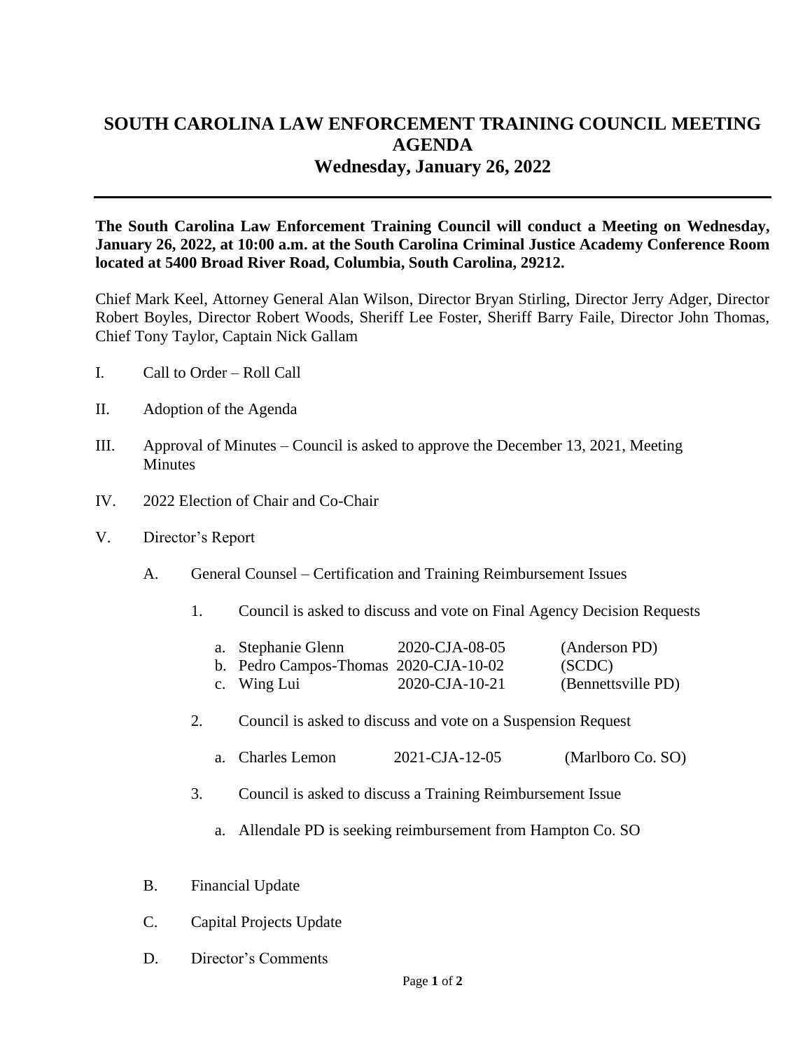# SOUTH CAROLINA LAW ENFORCEMENT TRAINING COUNCIL MEETING AGENDA
## Wednesday, January 26, 2022

---

**The South Carolina Law Enforcement Training Council will conduct a Meeting on Wednesday, January 26, 2022, at 10:00 a.m. at the South Carolina Criminal Justice Academy Conference Room located at 5400 Broad River Road, Columbia, South Carolina, 29212.**

Chief Mark Keel, Attorney General Alan Wilson, Director Bryan Stirling, Director Jerry Adger, Director Robert Boyles, Director Robert Woods, Sheriff Lee Foster, Sheriff Barry Faile, Director John Thomas, Chief Tony Taylor, Captain Nick Gallam

I. Call to Order – Roll Call

II. Adoption of the Agenda

III. Approval of Minutes – Council is asked to approve the December 13, 2021, Meeting Minutes

IV. 2022 Election of Chair and Co-Chair

V. Director's Report

A. General Counsel – Certification and Training Reimbursement Issues

1. Council is asked to discuss and vote on Final Agency Decision Requests

   a. Stephanie Glenn 2020-CJA-08-05 (Anderson PD)
   b. Pedro Campos-Thomas 2020-CJA-10-02 (SCDC)
   c. Wing Lui 2020-CJA-10-21 (Bennettsville PD)

2. Council is asked to discuss and vote on a Suspension Request

   a. Charles Lemon 2021-CJA-12-05 (Marlboro Co. SO)

3. Council is asked to discuss a Training Reimbursement Issue

   a. Allendale PD is seeking reimbursement from Hampton Co. SO

B. Financial Update

C. Capital Projects Update

D. Director's Comments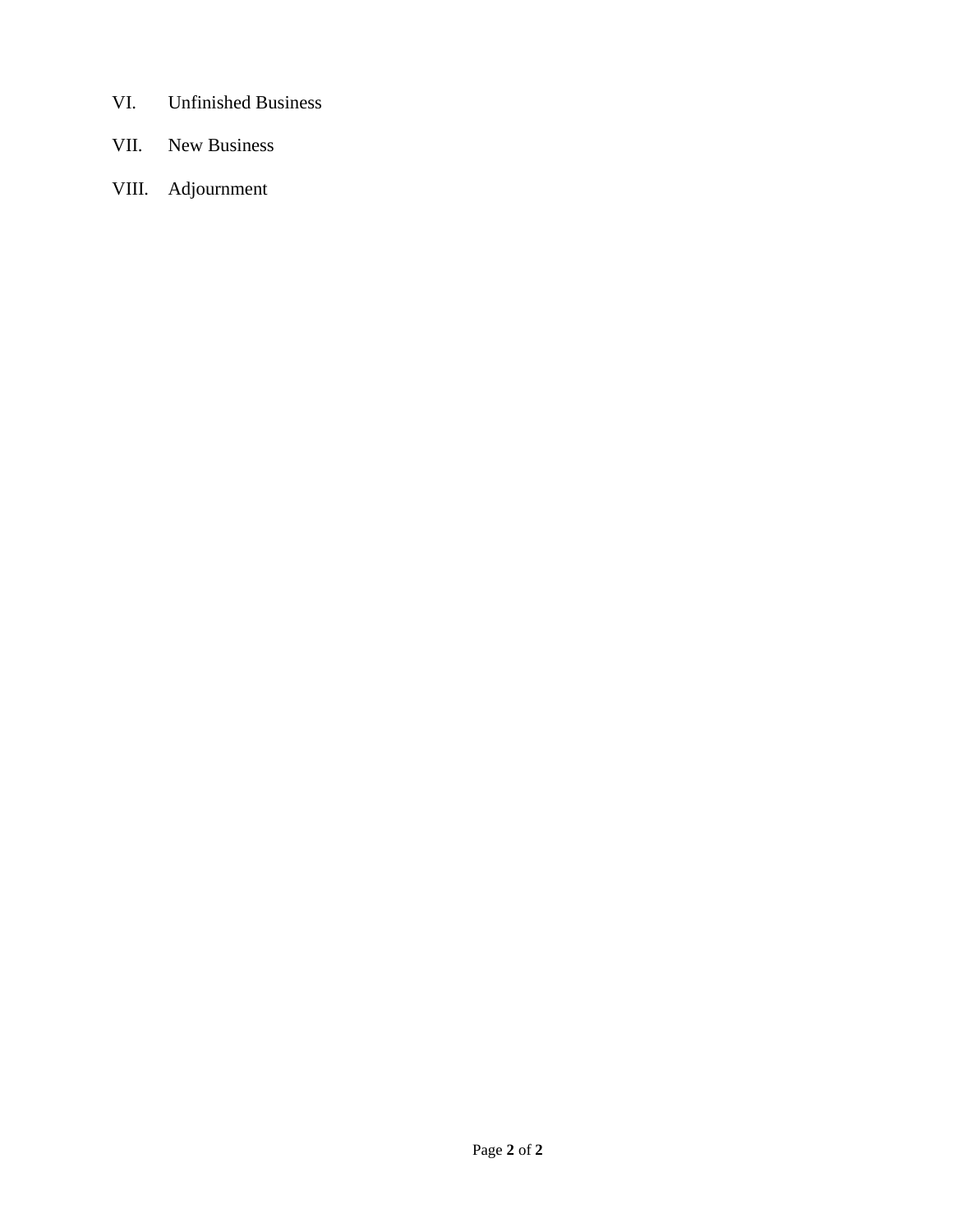VI. Unfinished Business

VII. New Business

VIII. Adjournment